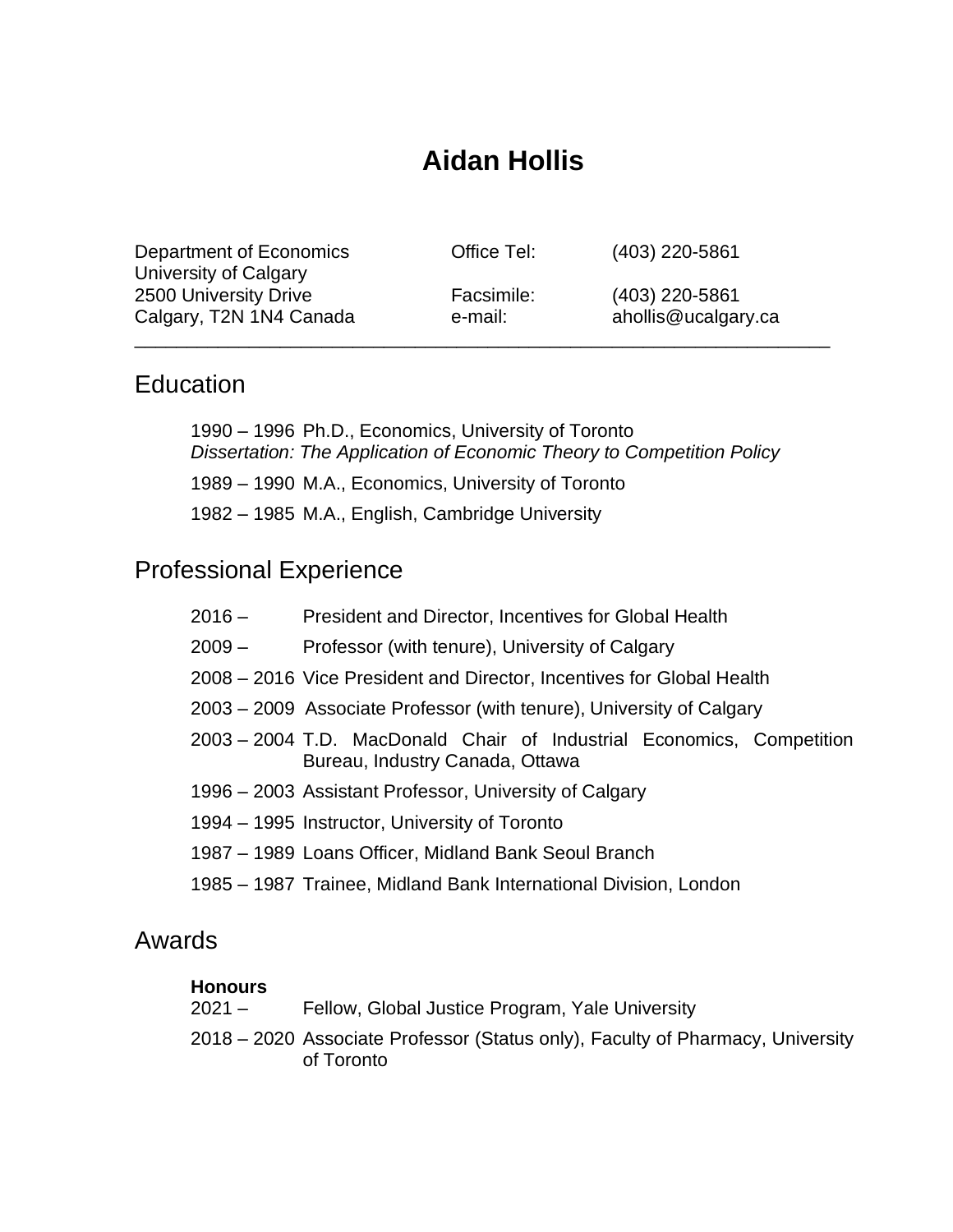# Aidan Hollis

Department of Economics
University of Calgary
2500 University Drive
Calgary, T2N 1N4 Canada

Office Tel: (403) 220-5861
Facsimile: (403) 220-5861
e-mail: ahollis@ucalgary.ca

---

## Education

1990 – 1996 Ph.D., Economics, University of Toronto
*Dissertation: The Application of Economic Theory to Competition Policy*

1989 – 1990 M.A., Economics, University of Toronto

1982 – 1985 M.A., English, Cambridge University

## Professional Experience

2016 – President and Director, Incentives for Global Health

2009 – Professor (with tenure), University of Calgary

2008 – 2016 Vice President and Director, Incentives for Global Health

2003 – 2009 Associate Professor (with tenure), University of Calgary

2003 – 2004 T.D. MacDonald Chair of Industrial Economics, Competition Bureau, Industry Canada, Ottawa

1996 – 2003 Assistant Professor, University of Calgary

1994 – 1995 Instructor, University of Toronto

1987 – 1989 Loans Officer, Midland Bank Seoul Branch

1985 – 1987 Trainee, Midland Bank International Division, London

## Awards

**Honours**

2021 – Fellow, Global Justice Program, Yale University

2018 – 2020 Associate Professor (Status only), Faculty of Pharmacy, University of Toronto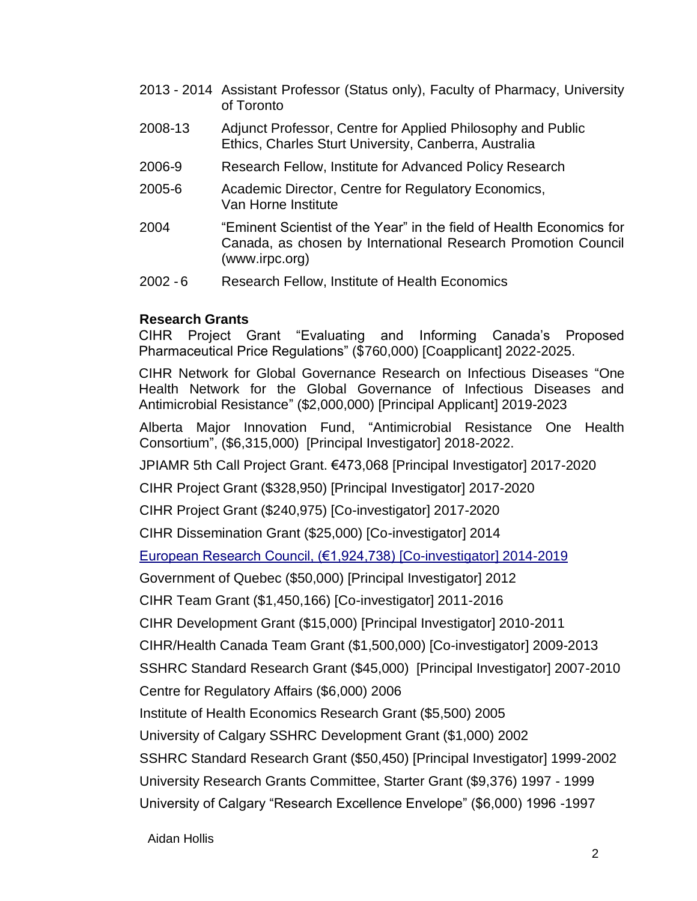| | |
|---|---|
| 2013 - 2014 | Assistant Professor (Status only), Faculty of Pharmacy, University of Toronto |
| 2008-13 | Adjunct Professor, Centre for Applied Philosophy and Public Ethics, Charles Sturt University, Canberra, Australia |
| 2006-9 | Research Fellow, Institute for Advanced Policy Research |
| 2005-6 | Academic Director, Centre for Regulatory Economics, Van Horne Institute |
| 2004 | "Eminent Scientist of the Year" in the field of Health Economics for Canada, as chosen by International Research Promotion Council (www.irpc.org) |
| 2002 - 6 | Research Fellow, Institute of Health Economics |

**Research Grants**

CIHR Project Grant "Evaluating and Informing Canada's Proposed Pharmaceutical Price Regulations" ($760,000) [Coapplicant] 2022-2025.

CIHR Network for Global Governance Research on Infectious Diseases "One Health Network for the Global Governance of Infectious Diseases and Antimicrobial Resistance" ($2,000,000) [Principal Applicant] 2019-2023

Alberta Major Innovation Fund, "Antimicrobial Resistance One Health Consortium", ($6,315,000) [Principal Investigator] 2018-2022.

JPIAMR 5th Call Project Grant. €473,068 [Principal Investigator] 2017-2020

CIHR Project Grant ($328,950) [Principal Investigator] 2017-2020

CIHR Project Grant ($240,975) [Co-investigator] 2017-2020

CIHR Dissemination Grant ($25,000) [Co-investigator] 2014

European Research Council, (€1,924,738) [Co-investigator] 2014-2019

Government of Quebec ($50,000) [Principal Investigator] 2012

CIHR Team Grant ($1,450,166) [Co-investigator] 2011-2016

CIHR Development Grant ($15,000) [Principal Investigator] 2010-2011

CIHR/Health Canada Team Grant ($1,500,000) [Co-investigator] 2009-2013

SSHRC Standard Research Grant ($45,000) [Principal Investigator] 2007-2010

Centre for Regulatory Affairs ($6,000) 2006

Institute of Health Economics Research Grant ($5,500) 2005

University of Calgary SSHRC Development Grant ($1,000) 2002

SSHRC Standard Research Grant ($50,450) [Principal Investigator] 1999-2002

University Research Grants Committee, Starter Grant ($9,376) 1997 - 1999

University of Calgary "Research Excellence Envelope" ($6,000) 1996 -1997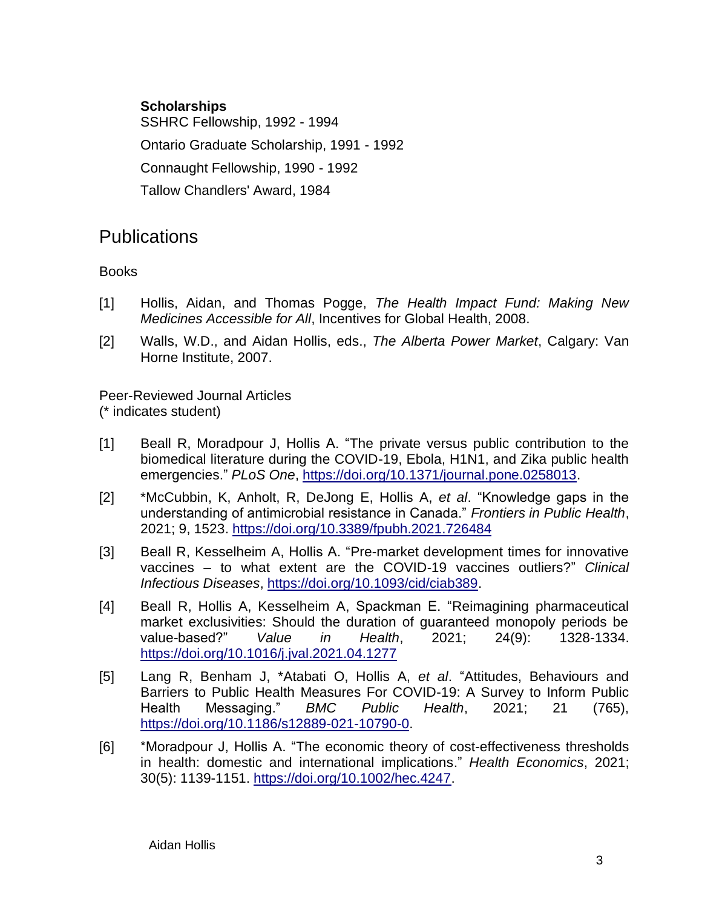### Scholarships

SSHRC Fellowship, 1992 - 1994

Ontario Graduate Scholarship, 1991 - 1992

Connaught Fellowship, 1990 - 1992

Tallow Chandlers' Award, 1984

## Publications

Books

[1] Hollis, Aidan, and Thomas Pogge, *The Health Impact Fund: Making New Medicines Accessible for All*, Incentives for Global Health, 2008.

[2] Walls, W.D., and Aidan Hollis, eds., *The Alberta Power Market*, Calgary: Van Horne Institute, 2007.

Peer-Reviewed Journal Articles
(* indicates student)

[1] Beall R, Moradpour J, Hollis A. "The private versus public contribution to the biomedical literature during the COVID-19, Ebola, H1N1, and Zika public health emergencies." *PLoS One*, https://doi.org/10.1371/journal.pone.0258013.

[2] *McCubbin, K, Anholt, R, DeJong E, Hollis A, *et al*. "Knowledge gaps in the understanding of antimicrobial resistance in Canada." *Frontiers in Public Health*, 2021; 9, 1523. https://doi.org/10.3389/fpubh.2021.726484

[3] Beall R, Kesselheim A, Hollis A. "Pre-market development times for innovative vaccines – to what extent are the COVID-19 vaccines outliers?" *Clinical Infectious Diseases*, https://doi.org/10.1093/cid/ciab389.

[4] Beall R, Hollis A, Kesselheim A, Spackman E. "Reimagining pharmaceutical market exclusivities: Should the duration of guaranteed monopoly periods be value-based?" *Value in Health*, 2021; 24(9): 1328-1334. https://doi.org/10.1016/j.jval.2021.04.1277

[5] Lang R, Benham J, *Atabati O, Hollis A, *et al*. "Attitudes, Behaviours and Barriers to Public Health Measures For COVID-19: A Survey to Inform Public Health Messaging." *BMC Public Health*, 2021; 21 (765), https://doi.org/10.1186/s12889-021-10790-0.

[6] *Moradpour J, Hollis A. "The economic theory of cost-effectiveness thresholds in health: domestic and international implications." *Health Economics*, 2021; 30(5): 1139-1151. https://doi.org/10.1002/hec.4247.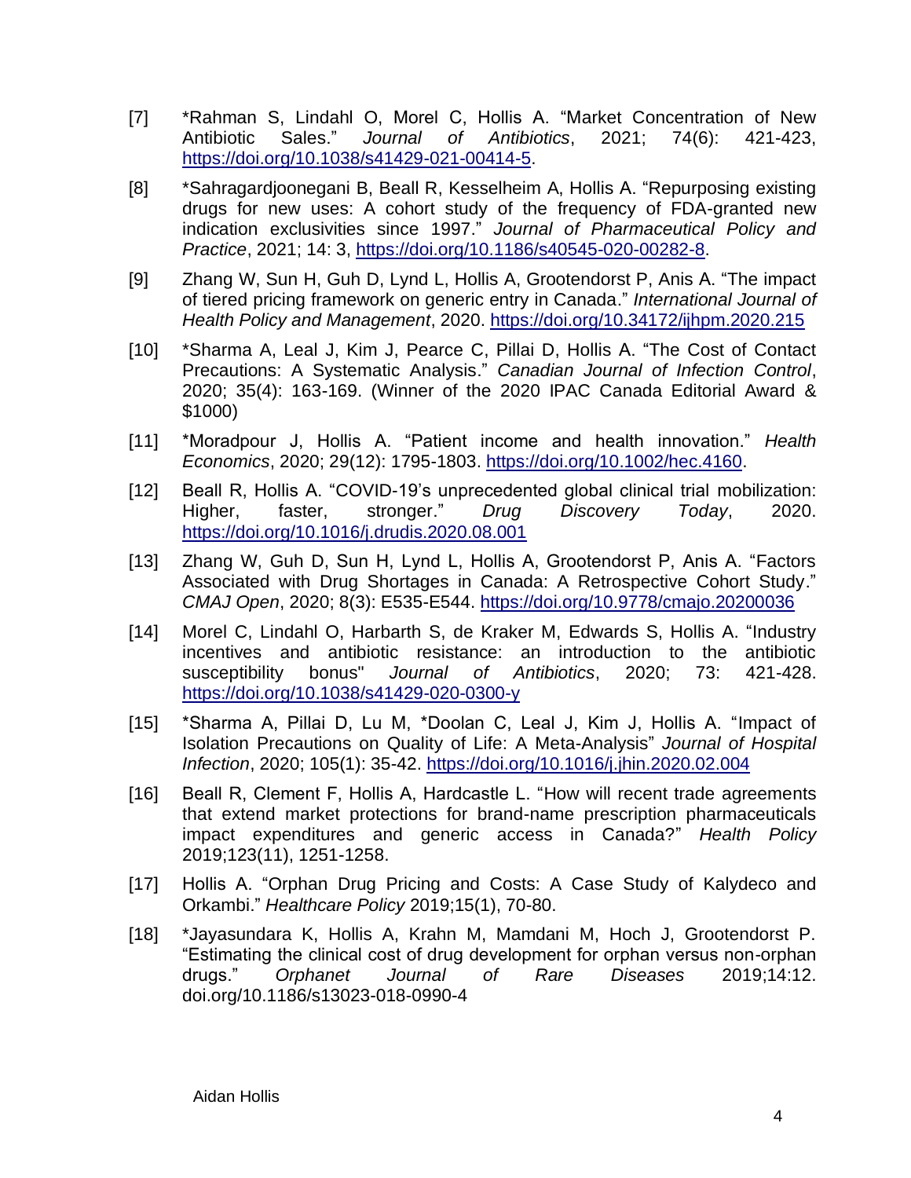[7] *Rahman S, Lindahl O, Morel C, Hollis A. "Market Concentration of New Antibiotic Sales." *Journal of Antibiotics*, 2021; 74(6): 421-423, https://doi.org/10.1038/s41429-021-00414-5.

[8] *Sahragardjoonegani B, Beall R, Kesselheim A, Hollis A. "Repurposing existing drugs for new uses: A cohort study of the frequency of FDA-granted new indication exclusivities since 1997." *Journal of Pharmaceutical Policy and Practice*, 2021; 14: 3, https://doi.org/10.1186/s40545-020-00282-8.

[9] Zhang W, Sun H, Guh D, Lynd L, Hollis A, Grootendorst P, Anis A. "The impact of tiered pricing framework on generic entry in Canada." *International Journal of Health Policy and Management*, 2020. https://doi.org/10.34172/ijhpm.2020.215

[10] *Sharma A, Leal J, Kim J, Pearce C, Pillai D, Hollis A. "The Cost of Contact Precautions: A Systematic Analysis." *Canadian Journal of Infection Control*, 2020; 35(4): 163-169. (Winner of the 2020 IPAC Canada Editorial Award & $1000)

[11] *Moradpour J, Hollis A. "Patient income and health innovation." *Health Economics*, 2020; 29(12): 1795-1803. https://doi.org/10.1002/hec.4160.

[12] Beall R, Hollis A. "COVID-19's unprecedented global clinical trial mobilization: Higher, faster, stronger." *Drug Discovery Today*, 2020. https://doi.org/10.1016/j.drudis.2020.08.001

[13] Zhang W, Guh D, Sun H, Lynd L, Hollis A, Grootendorst P, Anis A. "Factors Associated with Drug Shortages in Canada: A Retrospective Cohort Study." *CMAJ Open*, 2020; 8(3): E535-E544. https://doi.org/10.9778/cmajo.20200036

[14] Morel C, Lindahl O, Harbarth S, de Kraker M, Edwards S, Hollis A. "Industry incentives and antibiotic resistance: an introduction to the antibiotic susceptibility bonus" *Journal of Antibiotics*, 2020; 73: 421-428. https://doi.org/10.1038/s41429-020-0300-y

[15] *Sharma A, Pillai D, Lu M, *Doolan C, Leal J, Kim J, Hollis A. "Impact of Isolation Precautions on Quality of Life: A Meta-Analysis" *Journal of Hospital Infection*, 2020; 105(1): 35-42. https://doi.org/10.1016/j.jhin.2020.02.004

[16] Beall R, Clement F, Hollis A, Hardcastle L. "How will recent trade agreements that extend market protections for brand-name prescription pharmaceuticals impact expenditures and generic access in Canada?" *Health Policy* 2019;123(11), 1251-1258.

[17] Hollis A. "Orphan Drug Pricing and Costs: A Case Study of Kalydeco and Orkambi." *Healthcare Policy* 2019;15(1), 70-80.

[18] *Jayasundara K, Hollis A, Krahn M, Mamdani M, Hoch J, Grootendorst P. "Estimating the clinical cost of drug development for orphan versus non-orphan drugs." *Orphanet Journal of Rare Diseases* 2019;14:12. doi.org/10.1186/s13023-018-0990-4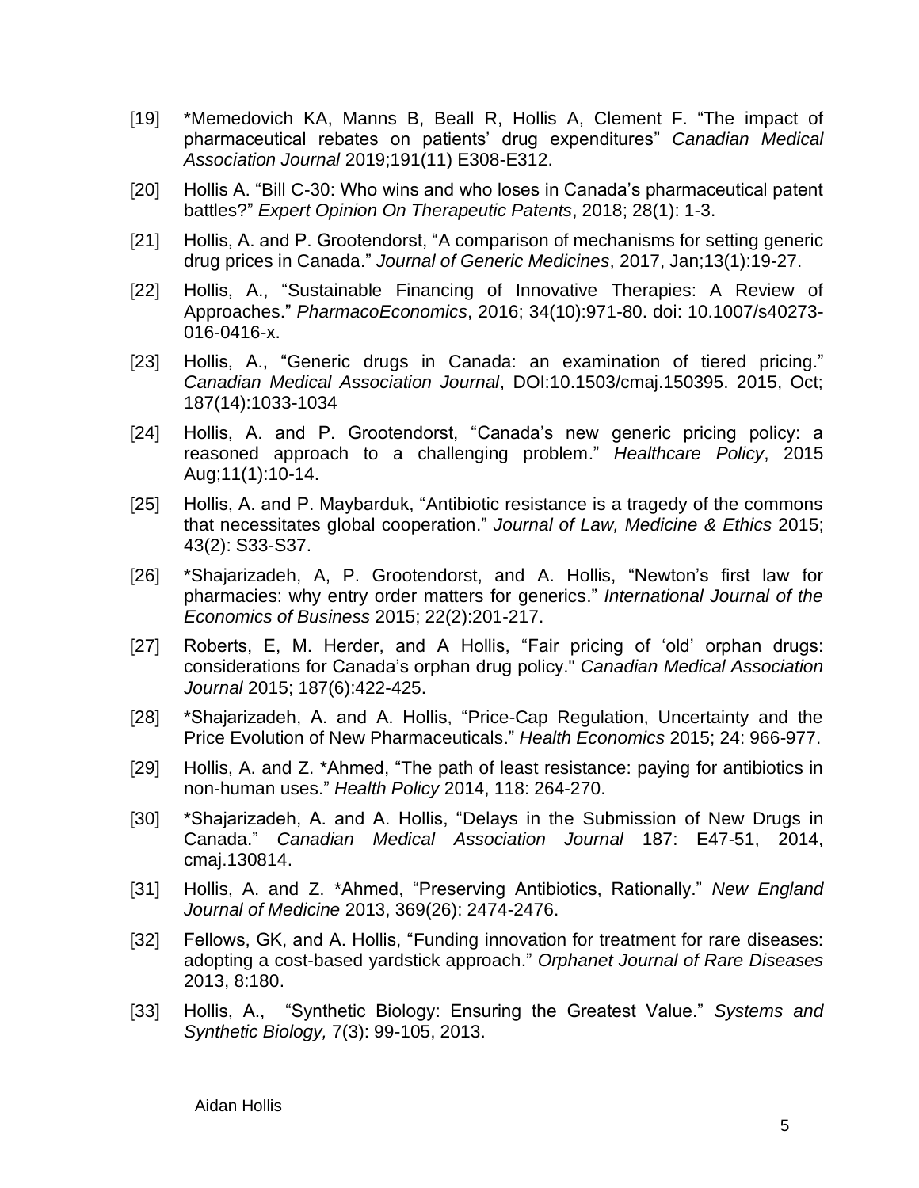[19] *Memedovich KA, Manns B, Beall R, Hollis A, Clement F. “The impact of pharmaceutical rebates on patients’ drug expenditures” *Canadian Medical Association Journal* 2019;191(11) E308-E312.

[20] Hollis A. “Bill C-30: Who wins and who loses in Canada’s pharmaceutical patent battles?” *Expert Opinion On Therapeutic Patents*, 2018; 28(1): 1-3.

[21] Hollis, A. and P. Grootendorst, “A comparison of mechanisms for setting generic drug prices in Canada.” *Journal of Generic Medicines*, 2017, Jan;13(1):19-27.

[22] Hollis, A., “Sustainable Financing of Innovative Therapies: A Review of Approaches.” *PharmacoEconomics*, 2016; 34(10):971-80. doi: 10.1007/s40273-016-0416-x.

[23] Hollis, A., “Generic drugs in Canada: an examination of tiered pricing.” *Canadian Medical Association Journal*, DOI:10.1503/cmaj.150395. 2015, Oct; 187(14):1033-1034

[24] Hollis, A. and P. Grootendorst, “Canada’s new generic pricing policy: a reasoned approach to a challenging problem.” *Healthcare Policy*, 2015 Aug;11(1):10-14.

[25] Hollis, A. and P. Maybarduk, “Antibiotic resistance is a tragedy of the commons that necessitates global cooperation.” *Journal of Law, Medicine & Ethics* 2015; 43(2): S33-S37.

[26] *Shajarizadeh, A, P. Grootendorst, and A. Hollis, “Newton’s first law for pharmacies: why entry order matters for generics.” *International Journal of the Economics of Business* 2015; 22(2):201-217.

[27] Roberts, E, M. Herder, and A Hollis, “Fair pricing of ‘old’ orphan drugs: considerations for Canada’s orphan drug policy.'' *Canadian Medical Association Journal* 2015; 187(6):422-425.

[28] *Shajarizadeh, A. and A. Hollis, “Price-Cap Regulation, Uncertainty and the Price Evolution of New Pharmaceuticals.” *Health Economics* 2015; 24: 966-977.

[29] Hollis, A. and Z. *Ahmed, “The path of least resistance: paying for antibiotics in non-human uses.” *Health Policy* 2014, 118: 264-270.

[30] *Shajarizadeh, A. and A. Hollis, “Delays in the Submission of New Drugs in Canada.” *Canadian Medical Association Journal* 187: E47-51, 2014, cmaj.130814.

[31] Hollis, A. and Z. *Ahmed, “Preserving Antibiotics, Rationally.” *New England Journal of Medicine* 2013, 369(26): 2474-2476.

[32] Fellows, GK, and A. Hollis, “Funding innovation for treatment for rare diseases: adopting a cost-based yardstick approach.” *Orphanet Journal of Rare Diseases* 2013, 8:180.

[33] Hollis, A., “Synthetic Biology: Ensuring the Greatest Value.” *Systems and Synthetic Biology,* 7(3): 99-105, 2013.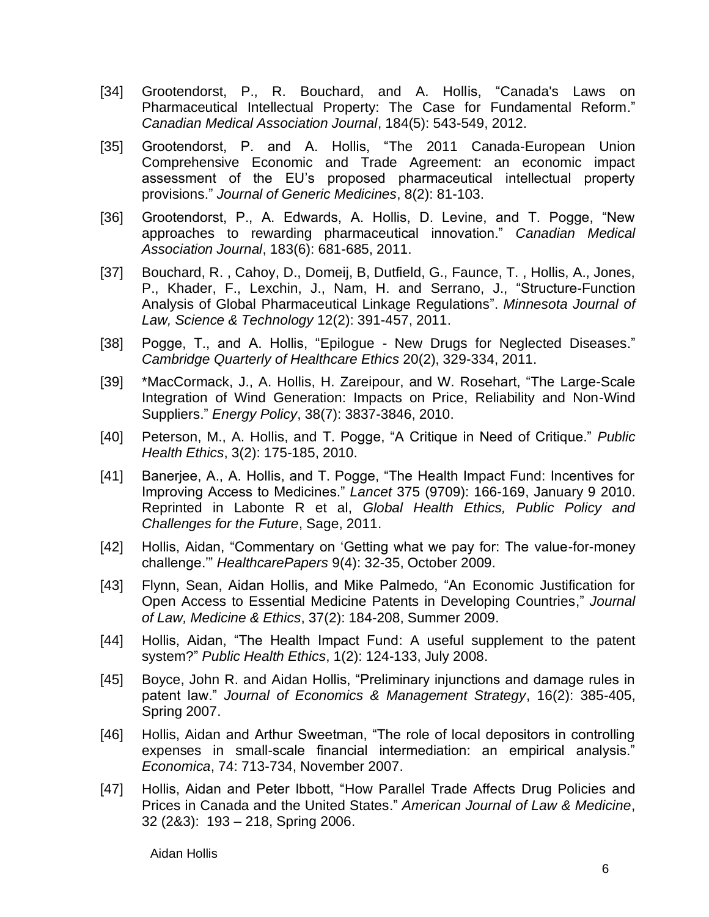[34] Grootendorst, P., R. Bouchard, and A. Hollis, "Canada's Laws on Pharmaceutical Intellectual Property: The Case for Fundamental Reform." *Canadian Medical Association Journal*, 184(5): 543-549, 2012.

[35] Grootendorst, P. and A. Hollis, "The 2011 Canada-European Union Comprehensive Economic and Trade Agreement: an economic impact assessment of the EU's proposed pharmaceutical intellectual property provisions." *Journal of Generic Medicines*, 8(2): 81-103.

[36] Grootendorst, P., A. Edwards, A. Hollis, D. Levine, and T. Pogge, "New approaches to rewarding pharmaceutical innovation." *Canadian Medical Association Journal*, 183(6): 681-685, 2011.

[37] Bouchard, R. , Cahoy, D., Domeij, B, Dutfield, G., Faunce, T. , Hollis, A., Jones, P., Khader, F., Lexchin, J., Nam, H. and Serrano, J., "Structure-Function Analysis of Global Pharmaceutical Linkage Regulations". *Minnesota Journal of Law, Science & Technology* 12(2): 391-457, 2011.

[38] Pogge, T., and A. Hollis, "Epilogue - New Drugs for Neglected Diseases." *Cambridge Quarterly of Healthcare Ethics* 20(2), 329-334, 2011.

[39] *MacCormack, J., A. Hollis, H. Zareipour, and W. Rosehart, "The Large-Scale Integration of Wind Generation: Impacts on Price, Reliability and Non-Wind Suppliers." *Energy Policy*, 38(7): 3837-3846, 2010.

[40] Peterson, M., A. Hollis, and T. Pogge, "A Critique in Need of Critique." *Public Health Ethics*, 3(2): 175-185, 2010.

[41] Banerjee, A., A. Hollis, and T. Pogge, "The Health Impact Fund: Incentives for Improving Access to Medicines." *Lancet* 375 (9709): 166-169, January 9 2010. Reprinted in Labonte R et al, *Global Health Ethics, Public Policy and Challenges for the Future*, Sage, 2011.

[42] Hollis, Aidan, "Commentary on 'Getting what we pay for: The value-for-money challenge.'" *HealthcarePapers* 9(4): 32-35, October 2009.

[43] Flynn, Sean, Aidan Hollis, and Mike Palmedo, "An Economic Justification for Open Access to Essential Medicine Patents in Developing Countries," *Journal of Law, Medicine & Ethics*, 37(2): 184-208, Summer 2009.

[44] Hollis, Aidan, "The Health Impact Fund: A useful supplement to the patent system?" *Public Health Ethics*, 1(2): 124-133, July 2008.

[45] Boyce, John R. and Aidan Hollis, "Preliminary injunctions and damage rules in patent law." *Journal of Economics & Management Strategy*, 16(2): 385-405, Spring 2007.

[46] Hollis, Aidan and Arthur Sweetman, "The role of local depositors in controlling expenses in small-scale financial intermediation: an empirical analysis." *Economica*, 74: 713-734, November 2007.

[47] Hollis, Aidan and Peter Ibbott, "How Parallel Trade Affects Drug Policies and Prices in Canada and the United States." *American Journal of Law & Medicine*, 32 (2&3): 193 – 218, Spring 2006.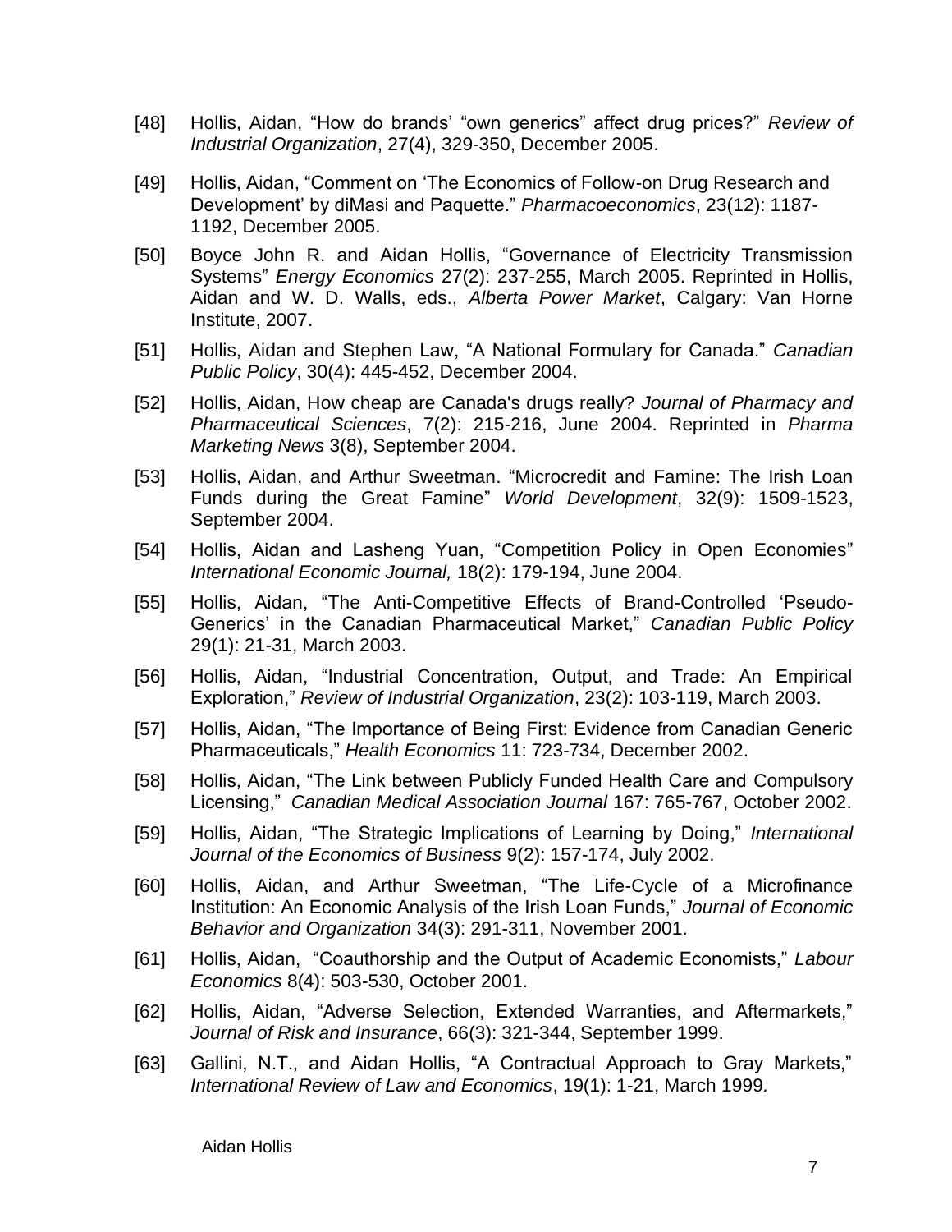[48] Hollis, Aidan, "How do brands' "own generics" affect drug prices?" *Review of Industrial Organization*, 27(4), 329-350, December 2005.

[49] Hollis, Aidan, "Comment on 'The Economics of Follow-on Drug Research and Development' by diMasi and Paquette." *Pharmacoeconomics*, 23(12): 1187-1192, December 2005.

[50] Boyce John R. and Aidan Hollis, "Governance of Electricity Transmission Systems" *Energy Economics* 27(2): 237-255, March 2005. Reprinted in Hollis, Aidan and W. D. Walls, eds., *Alberta Power Market*, Calgary: Van Horne Institute, 2007.

[51] Hollis, Aidan and Stephen Law, "A National Formulary for Canada." *Canadian Public Policy*, 30(4): 445-452, December 2004.

[52] Hollis, Aidan, How cheap are Canada's drugs really? *Journal of Pharmacy and Pharmaceutical Sciences*, 7(2): 215-216, June 2004. Reprinted in *Pharma Marketing News* 3(8), September 2004.

[53] Hollis, Aidan, and Arthur Sweetman. "Microcredit and Famine: The Irish Loan Funds during the Great Famine" *World Development*, 32(9): 1509-1523, September 2004.

[54] Hollis, Aidan and Lasheng Yuan, "Competition Policy in Open Economies" *International Economic Journal,* 18(2): 179-194, June 2004.

[55] Hollis, Aidan, "The Anti-Competitive Effects of Brand-Controlled 'Pseudo-Generics' in the Canadian Pharmaceutical Market," *Canadian Public Policy* 29(1): 21-31, March 2003.

[56] Hollis, Aidan, "Industrial Concentration, Output, and Trade: An Empirical Exploration," *Review of Industrial Organization*, 23(2): 103-119, March 2003.

[57] Hollis, Aidan, "The Importance of Being First: Evidence from Canadian Generic Pharmaceuticals," *Health Economics* 11: 723-734, December 2002.

[58] Hollis, Aidan, "The Link between Publicly Funded Health Care and Compulsory Licensing," *Canadian Medical Association Journal* 167: 765-767, October 2002.

[59] Hollis, Aidan, "The Strategic Implications of Learning by Doing," *International Journal of the Economics of Business* 9(2): 157-174, July 2002.

[60] Hollis, Aidan, and Arthur Sweetman, "The Life-Cycle of a Microfinance Institution: An Economic Analysis of the Irish Loan Funds," *Journal of Economic Behavior and Organization* 34(3): 291-311, November 2001.

[61] Hollis, Aidan, "Coauthorship and the Output of Academic Economists," *Labour Economics* 8(4): 503-530, October 2001.

[62] Hollis, Aidan, "Adverse Selection, Extended Warranties, and Aftermarkets," *Journal of Risk and Insurance*, 66(3): 321-344, September 1999.

[63] Gallini, N.T., and Aidan Hollis, "A Contractual Approach to Gray Markets," *International Review of Law and Economics*, 19(1): 1-21, March 1999.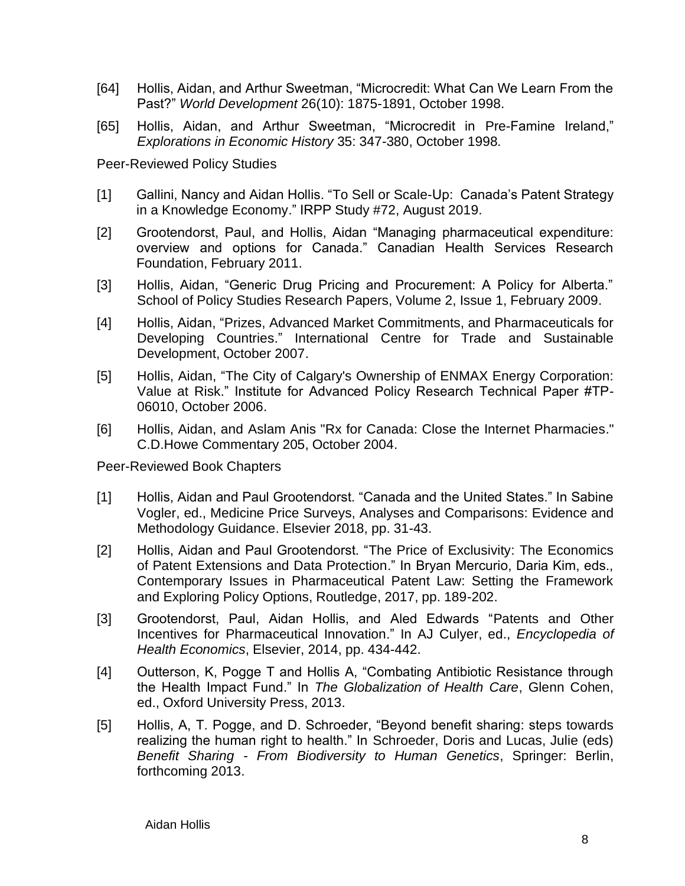[64] Hollis, Aidan, and Arthur Sweetman, "Microcredit: What Can We Learn From the Past?" *World Development* 26(10): 1875-1891, October 1998.

[65] Hollis, Aidan, and Arthur Sweetman, "Microcredit in Pre-Famine Ireland," *Explorations in Economic History* 35: 347-380, October 1998.

Peer-Reviewed Policy Studies

[1] Gallini, Nancy and Aidan Hollis. "To Sell or Scale-Up: Canada's Patent Strategy in a Knowledge Economy." IRPP Study #72, August 2019.

[2] Grootendorst, Paul, and Hollis, Aidan "Managing pharmaceutical expenditure: overview and options for Canada." Canadian Health Services Research Foundation, February 2011.

[3] Hollis, Aidan, "Generic Drug Pricing and Procurement: A Policy for Alberta." School of Policy Studies Research Papers, Volume 2, Issue 1, February 2009.

[4] Hollis, Aidan, "Prizes, Advanced Market Commitments, and Pharmaceuticals for Developing Countries." International Centre for Trade and Sustainable Development, October 2007.

[5] Hollis, Aidan, "The City of Calgary's Ownership of ENMAX Energy Corporation: Value at Risk." Institute for Advanced Policy Research Technical Paper #TP-06010, October 2006.

[6] Hollis, Aidan, and Aslam Anis "Rx for Canada: Close the Internet Pharmacies." C.D.Howe Commentary 205, October 2004.

Peer-Reviewed Book Chapters

[1] Hollis, Aidan and Paul Grootendorst. "Canada and the United States." In Sabine Vogler, ed., Medicine Price Surveys, Analyses and Comparisons: Evidence and Methodology Guidance. Elsevier 2018, pp. 31-43.

[2] Hollis, Aidan and Paul Grootendorst. "The Price of Exclusivity: The Economics of Patent Extensions and Data Protection." In Bryan Mercurio, Daria Kim, eds., Contemporary Issues in Pharmaceutical Patent Law: Setting the Framework and Exploring Policy Options, Routledge, 2017, pp. 189-202.

[3] Grootendorst, Paul, Aidan Hollis, and Aled Edwards "Patents and Other Incentives for Pharmaceutical Innovation." In AJ Culyer, ed., *Encyclopedia of Health Economics*, Elsevier, 2014, pp. 434-442.

[4] Outterson, K, Pogge T and Hollis A, "Combating Antibiotic Resistance through the Health Impact Fund." In *The Globalization of Health Care*, Glenn Cohen, ed., Oxford University Press, 2013.

[5] Hollis, A, T. Pogge, and D. Schroeder, "Beyond benefit sharing: steps towards realizing the human right to health." In Schroeder, Doris and Lucas, Julie (eds) *Benefit Sharing - From Biodiversity to Human Genetics*, Springer: Berlin, forthcoming 2013.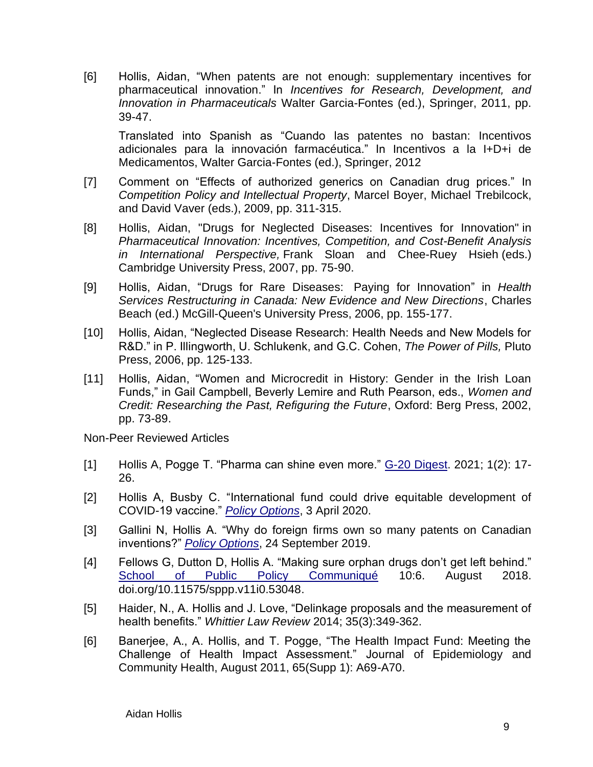[6] Hollis, Aidan, "When patents are not enough: supplementary incentives for pharmaceutical innovation." In *Incentives for Research, Development, and Innovation in Pharmaceuticals* Walter Garcia-Fontes (ed.), Springer, 2011, pp. 39-47.

Translated into Spanish as "Cuando las patentes no bastan: Incentivos adicionales para la innovación farmacéutica." In Incentivos a la I+D+i de Medicamentos, Walter Garcia-Fontes (ed.), Springer, 2012

[7] Comment on "Effects of authorized generics on Canadian drug prices." In *Competition Policy and Intellectual Property*, Marcel Boyer, Michael Trebilcock, and David Vaver (eds.), 2009, pp. 311-315.

[8] Hollis, Aidan, "Drugs for Neglected Diseases: Incentives for Innovation" in *Pharmaceutical Innovation: Incentives, Competition, and Cost-Benefit Analysis in International Perspective,* Frank Sloan and Chee-Ruey Hsieh (eds.) Cambridge University Press, 2007, pp. 75-90.

[9] Hollis, Aidan, "Drugs for Rare Diseases: Paying for Innovation" in *Health Services Restructuring in Canada: New Evidence and New Directions*, Charles Beach (ed.) McGill-Queen's University Press, 2006, pp. 155-177.

[10] Hollis, Aidan, "Neglected Disease Research: Health Needs and New Models for R&D." in P. Illingworth, U. Schlukenk, and G.C. Cohen, *The Power of Pills,* Pluto Press, 2006, pp. 125-133.

[11] Hollis, Aidan, "Women and Microcredit in History: Gender in the Irish Loan Funds," in Gail Campbell, Beverly Lemire and Ruth Pearson, eds., *Women and Credit: Researching the Past, Refiguring the Future*, Oxford: Berg Press, 2002, pp. 73-89.

Non-Peer Reviewed Articles

[1] Hollis A, Pogge T. "Pharma can shine even more." G-20 Digest. 2021; 1(2): 17-26.

[2] Hollis A, Busby C. "International fund could drive equitable development of COVID-19 vaccine." *Policy Options*, 3 April 2020.

[3] Gallini N, Hollis A. "Why do foreign firms own so many patents on Canadian inventions?" *Policy Options*, 24 September 2019.

[4] Fellows G, Dutton D, Hollis A. "Making sure orphan drugs don't get left behind." School of Public Policy Communiqué 10:6. August 2018. doi.org/10.11575/sppp.v11i0.53048.

[5] Haider, N., A. Hollis and J. Love, "Delinkage proposals and the measurement of health benefits." *Whittier Law Review* 2014; 35(3):349-362.

[6] Banerjee, A., A. Hollis, and T. Pogge, "The Health Impact Fund: Meeting the Challenge of Health Impact Assessment." Journal of Epidemiology and Community Health, August 2011, 65(Supp 1): A69-A70.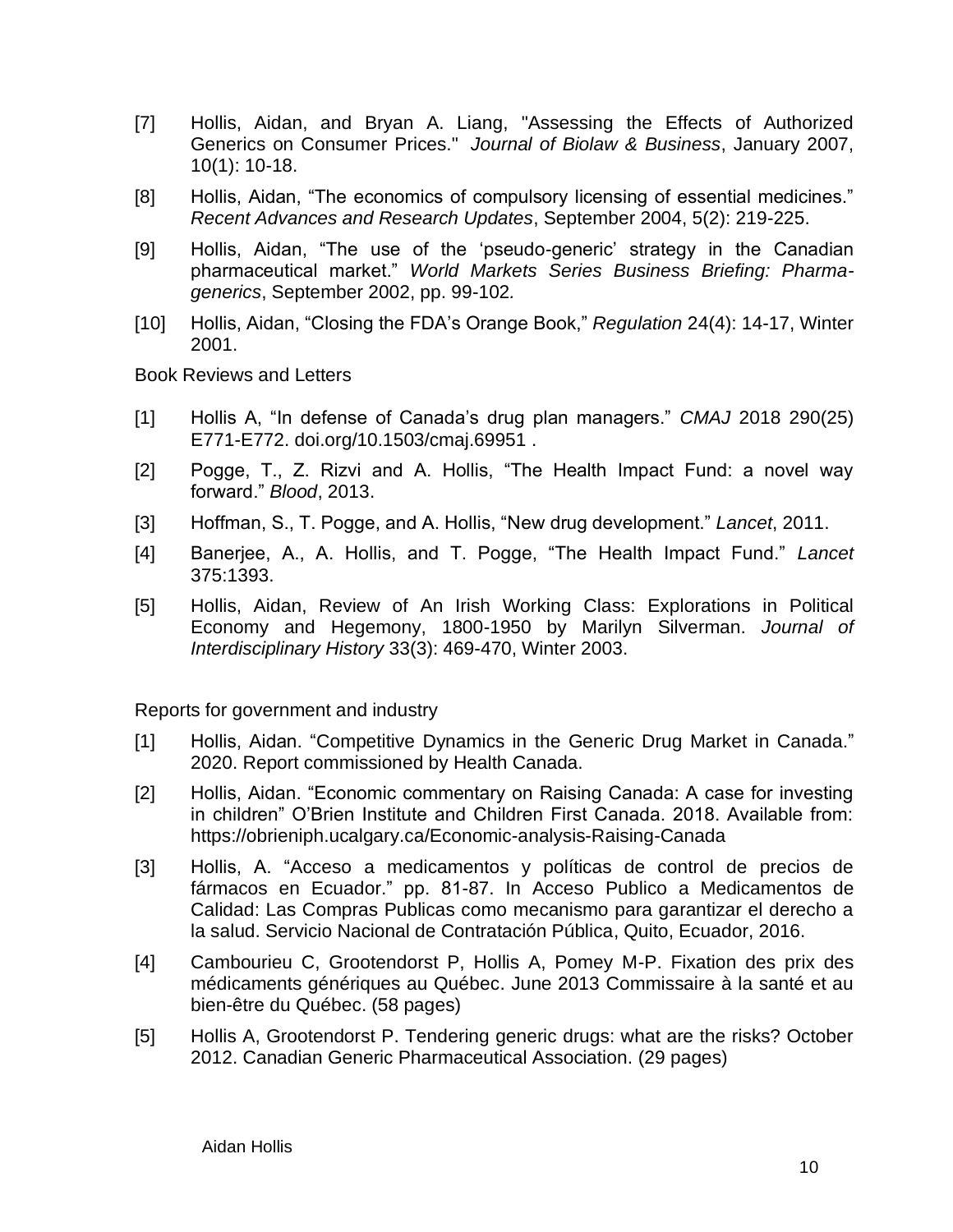[7] Hollis, Aidan, and Bryan A. Liang, "Assessing the Effects of Authorized Generics on Consumer Prices." *Journal of Biolaw & Business*, January 2007, 10(1): 10-18.

[8] Hollis, Aidan, "The economics of compulsory licensing of essential medicines." *Recent Advances and Research Updates*, September 2004, 5(2): 219-225.

[9] Hollis, Aidan, "The use of the 'pseudo-generic' strategy in the Canadian pharmaceutical market." *World Markets Series Business Briefing: Pharma-generics*, September 2002, pp. 99-102.

[10] Hollis, Aidan, "Closing the FDA's Orange Book," *Regulation* 24(4): 14-17, Winter 2001.

Book Reviews and Letters

[1] Hollis A, "In defense of Canada's drug plan managers." *CMAJ* 2018 290(25) E771-E772. doi.org/10.1503/cmaj.69951 .

[2] Pogge, T., Z. Rizvi and A. Hollis, "The Health Impact Fund: a novel way forward." *Blood*, 2013.

[3] Hoffman, S., T. Pogge, and A. Hollis, "New drug development." *Lancet*, 2011.

[4] Banerjee, A., A. Hollis, and T. Pogge, "The Health Impact Fund." *Lancet* 375:1393.

[5] Hollis, Aidan, Review of An Irish Working Class: Explorations in Political Economy and Hegemony, 1800-1950 by Marilyn Silverman. *Journal of Interdisciplinary History* 33(3): 469-470, Winter 2003.

Reports for government and industry

[1] Hollis, Aidan. "Competitive Dynamics in the Generic Drug Market in Canada." 2020. Report commissioned by Health Canada.

[2] Hollis, Aidan. "Economic commentary on Raising Canada: A case for investing in children" O'Brien Institute and Children First Canada. 2018. Available from: https://obrieniph.ucalgary.ca/Economic-analysis-Raising-Canada

[3] Hollis, A. "Acceso a medicamentos y políticas de control de precios de fármacos en Ecuador." pp. 81-87. In Acceso Publico a Medicamentos de Calidad: Las Compras Publicas como mecanismo para garantizar el derecho a la salud. Servicio Nacional de Contratación Pública, Quito, Ecuador, 2016.

[4] Cambourieu C, Grootendorst P, Hollis A, Pomey M-P. Fixation des prix des médicaments génériques au Québec. June 2013 Commissaire à la santé et au bien-être du Québec. (58 pages)

[5] Hollis A, Grootendorst P. Tendering generic drugs: what are the risks? October 2012. Canadian Generic Pharmaceutical Association. (29 pages)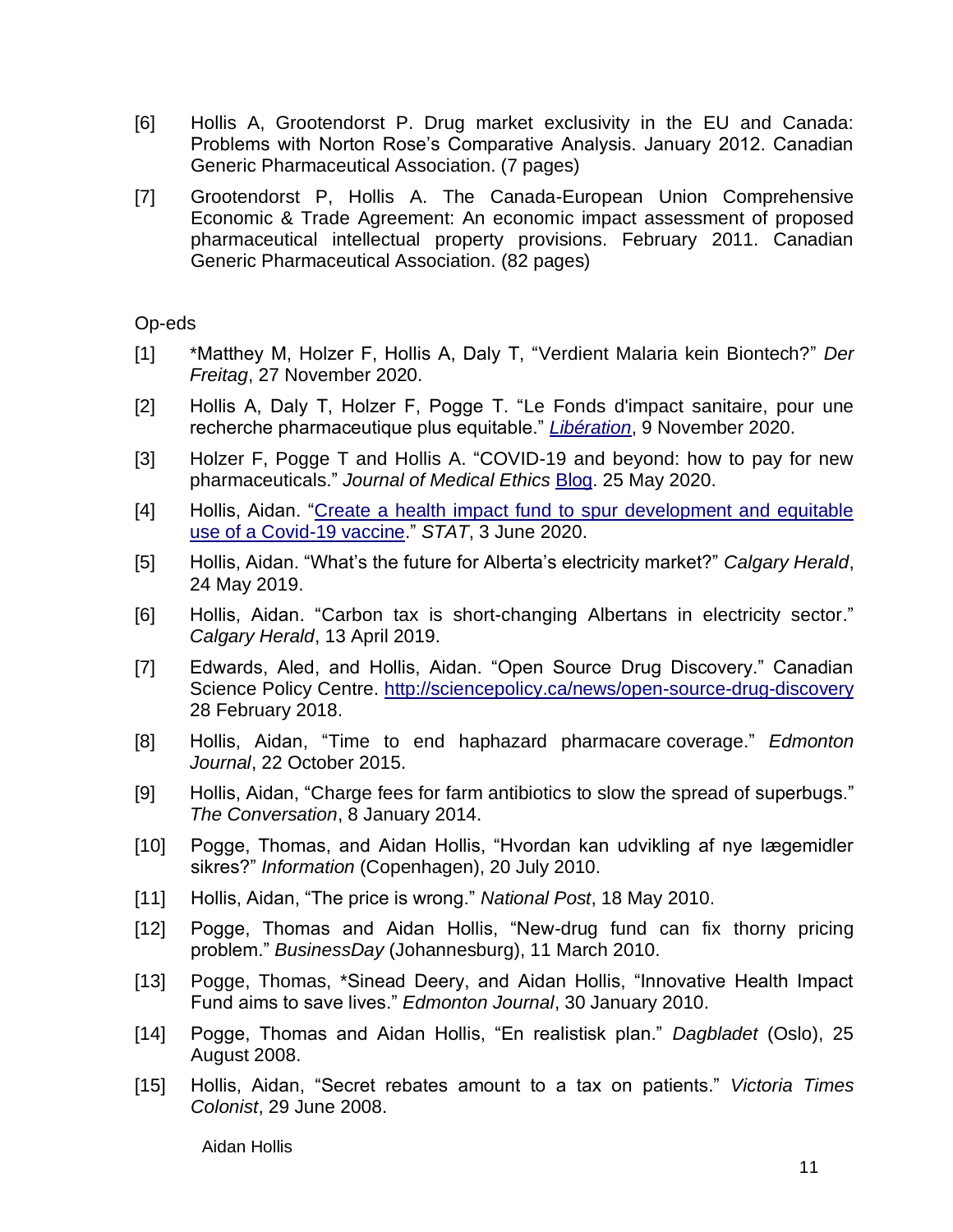[6] Hollis A, Grootendorst P. Drug market exclusivity in the EU and Canada: Problems with Norton Rose's Comparative Analysis. January 2012. Canadian Generic Pharmaceutical Association. (7 pages)

[7] Grootendorst P, Hollis A. The Canada-European Union Comprehensive Economic & Trade Agreement: An economic impact assessment of proposed pharmaceutical intellectual property provisions. February 2011. Canadian Generic Pharmaceutical Association. (82 pages)

Op-eds

[1] *Matthey M, Holzer F, Hollis A, Daly T, "Verdient Malaria kein Biontech?" *Der Freitag*, 27 November 2020.

[2] Hollis A, Daly T, Holzer F, Pogge T. "Le Fonds d'impact sanitaire, pour une recherche pharmaceutique plus equitable." *Libération*, 9 November 2020.

[3] Holzer F, Pogge T and Hollis A. "COVID-19 and beyond: how to pay for new pharmaceuticals." *Journal of Medical Ethics* Blog. 25 May 2020.

[4] Hollis, Aidan. "Create a health impact fund to spur development and equitable use of a Covid-19 vaccine." *STAT*, 3 June 2020.

[5] Hollis, Aidan. "What's the future for Alberta's electricity market?" *Calgary Herald*, 24 May 2019.

[6] Hollis, Aidan. "Carbon tax is short-changing Albertans in electricity sector." *Calgary Herald*, 13 April 2019.

[7] Edwards, Aled, and Hollis, Aidan. "Open Source Drug Discovery." Canadian Science Policy Centre. http://sciencepolicy.ca/news/open-source-drug-discovery 28 February 2018.

[8] Hollis, Aidan, "Time to end haphazard pharmacare coverage." *Edmonton Journal*, 22 October 2015.

[9] Hollis, Aidan, "Charge fees for farm antibiotics to slow the spread of superbugs." *The Conversation*, 8 January 2014.

[10] Pogge, Thomas, and Aidan Hollis, "Hvordan kan udvikling af nye lægemidler sikres?" *Information* (Copenhagen), 20 July 2010.

[11] Hollis, Aidan, "The price is wrong." *National Post*, 18 May 2010.

[12] Pogge, Thomas and Aidan Hollis, "New-drug fund can fix thorny pricing problem." *BusinessDay* (Johannesburg), 11 March 2010.

[13] Pogge, Thomas, *Sinead Deery, and Aidan Hollis, "Innovative Health Impact Fund aims to save lives." *Edmonton Journal*, 30 January 2010.

[14] Pogge, Thomas and Aidan Hollis, "En realistisk plan." *Dagbladet* (Oslo), 25 August 2008.

[15] Hollis, Aidan, "Secret rebates amount to a tax on patients." *Victoria Times Colonist*, 29 June 2008.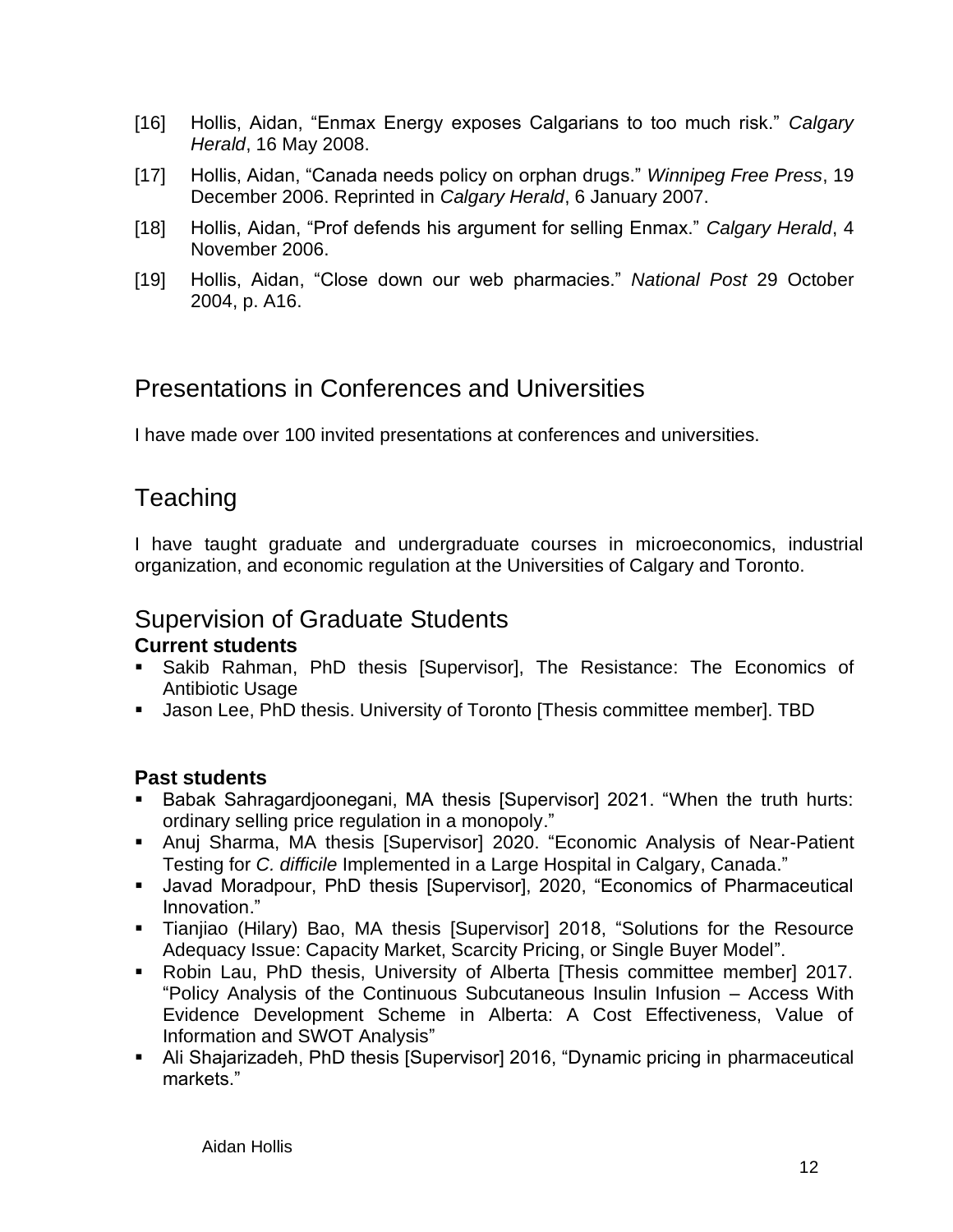[16] Hollis, Aidan, "Enmax Energy exposes Calgarians to too much risk." *Calgary Herald*, 16 May 2008.

[17] Hollis, Aidan, "Canada needs policy on orphan drugs." *Winnipeg Free Press*, 19 December 2006. Reprinted in *Calgary Herald*, 6 January 2007.

[18] Hollis, Aidan, "Prof defends his argument for selling Enmax." *Calgary Herald*, 4 November 2006.

[19] Hollis, Aidan, "Close down our web pharmacies." *National Post* 29 October 2004, p. A16.

## Presentations in Conferences and Universities

I have made over 100 invited presentations at conferences and universities.

## Teaching

I have taught graduate and undergraduate courses in microeconomics, industrial organization, and economic regulation at the Universities of Calgary and Toronto.

## Supervision of Graduate Students

### Current students

- Sakib Rahman, PhD thesis [Supervisor], The Resistance: The Economics of Antibiotic Usage
- Jason Lee, PhD thesis. University of Toronto [Thesis committee member]. TBD

### Past students

- Babak Sahragardjoonegani, MA thesis [Supervisor] 2021. "When the truth hurts: ordinary selling price regulation in a monopoly."
- Anuj Sharma, MA thesis [Supervisor] 2020. "Economic Analysis of Near-Patient Testing for *C. difficile* Implemented in a Large Hospital in Calgary, Canada."
- Javad Moradpour, PhD thesis [Supervisor], 2020, "Economics of Pharmaceutical Innovation."
- Tianjiao (Hilary) Bao, MA thesis [Supervisor] 2018, "Solutions for the Resource Adequacy Issue: Capacity Market, Scarcity Pricing, or Single Buyer Model".
- Robin Lau, PhD thesis, University of Alberta [Thesis committee member] 2017. "Policy Analysis of the Continuous Subcutaneous Insulin Infusion – Access With Evidence Development Scheme in Alberta: A Cost Effectiveness, Value of Information and SWOT Analysis"
- Ali Shajarizadeh, PhD thesis [Supervisor] 2016, "Dynamic pricing in pharmaceutical markets."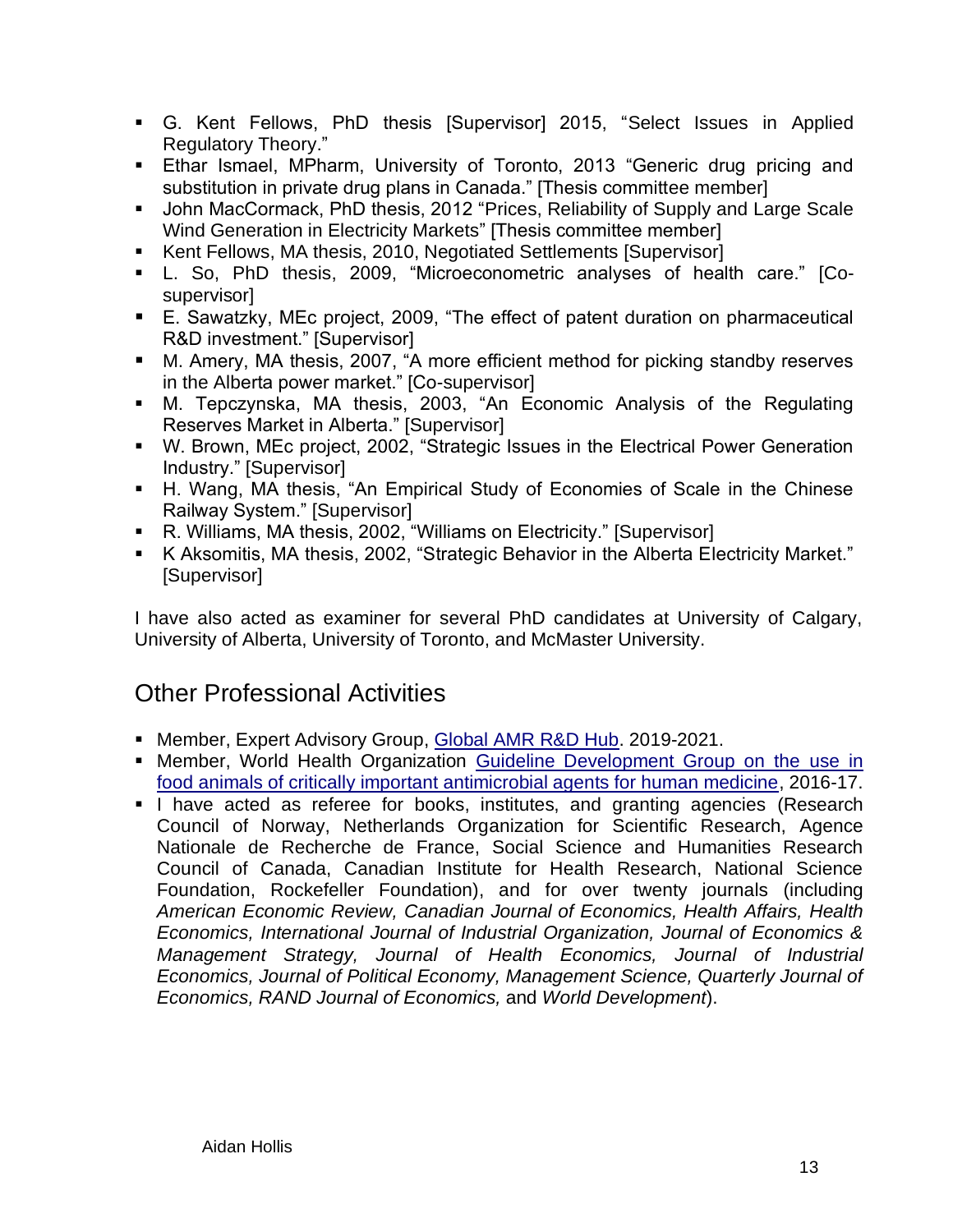- G. Kent Fellows, PhD thesis [Supervisor] 2015, "Select Issues in Applied Regulatory Theory."
- Ethar Ismael, MPharm, University of Toronto, 2013 "Generic drug pricing and substitution in private drug plans in Canada." [Thesis committee member]
- John MacCormack, PhD thesis, 2012 "Prices, Reliability of Supply and Large Scale Wind Generation in Electricity Markets" [Thesis committee member]
- Kent Fellows, MA thesis, 2010, Negotiated Settlements [Supervisor]
- L. So, PhD thesis, 2009, "Microeconometric analyses of health care." [Co-supervisor]
- E. Sawatzky, MEc project, 2009, "The effect of patent duration on pharmaceutical R&D investment." [Supervisor]
- M. Amery, MA thesis, 2007, "A more efficient method for picking standby reserves in the Alberta power market." [Co-supervisor]
- M. Tepczynska, MA thesis, 2003, "An Economic Analysis of the Regulating Reserves Market in Alberta." [Supervisor]
- W. Brown, MEc project, 2002, "Strategic Issues in the Electrical Power Generation Industry." [Supervisor]
- H. Wang, MA thesis, "An Empirical Study of Economies of Scale in the Chinese Railway System." [Supervisor]
- R. Williams, MA thesis, 2002, "Williams on Electricity." [Supervisor]
- K Aksomitis, MA thesis, 2002, "Strategic Behavior in the Alberta Electricity Market." [Supervisor]

I have also acted as examiner for several PhD candidates at University of Calgary, University of Alberta, University of Toronto, and McMaster University.

## Other Professional Activities

- Member, Expert Advisory Group, Global AMR R&D Hub. 2019-2021.
- Member, World Health Organization Guideline Development Group on the use in food animals of critically important antimicrobial agents for human medicine, 2016-17.
- I have acted as referee for books, institutes, and granting agencies (Research Council of Norway, Netherlands Organization for Scientific Research, Agence Nationale de Recherche de France, Social Science and Humanities Research Council of Canada, Canadian Institute for Health Research, National Science Foundation, Rockefeller Foundation), and for over twenty journals (including *American Economic Review, Canadian Journal of Economics, Health Affairs, Health Economics, International Journal of Industrial Organization, Journal of Economics & Management Strategy, Journal of Health Economics, Journal of Industrial Economics, Journal of Political Economy, Management Science, Quarterly Journal of Economics, RAND Journal of Economics,* and *World Development*).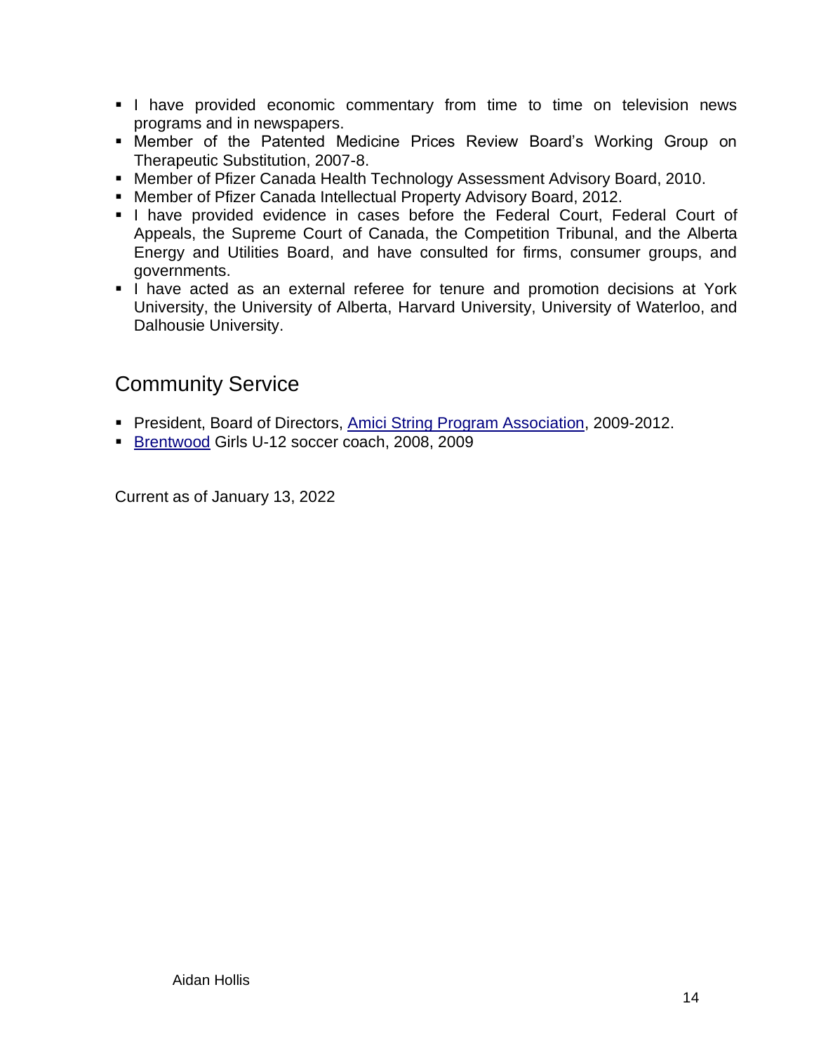- I have provided economic commentary from time to time on television news programs and in newspapers.
- Member of the Patented Medicine Prices Review Board's Working Group on Therapeutic Substitution, 2007-8.
- Member of Pfizer Canada Health Technology Assessment Advisory Board, 2010.
- Member of Pfizer Canada Intellectual Property Advisory Board, 2012.
- I have provided evidence in cases before the Federal Court, Federal Court of Appeals, the Supreme Court of Canada, the Competition Tribunal, and the Alberta Energy and Utilities Board, and have consulted for firms, consumer groups, and governments.
- I have acted as an external referee for tenure and promotion decisions at York University, the University of Alberta, Harvard University, University of Waterloo, and Dalhousie University.

## Community Service

- President, Board of Directors, Amici String Program Association, 2009-2012.
- Brentwood Girls U-12 soccer coach, 2008, 2009

Current as of January 13, 2022